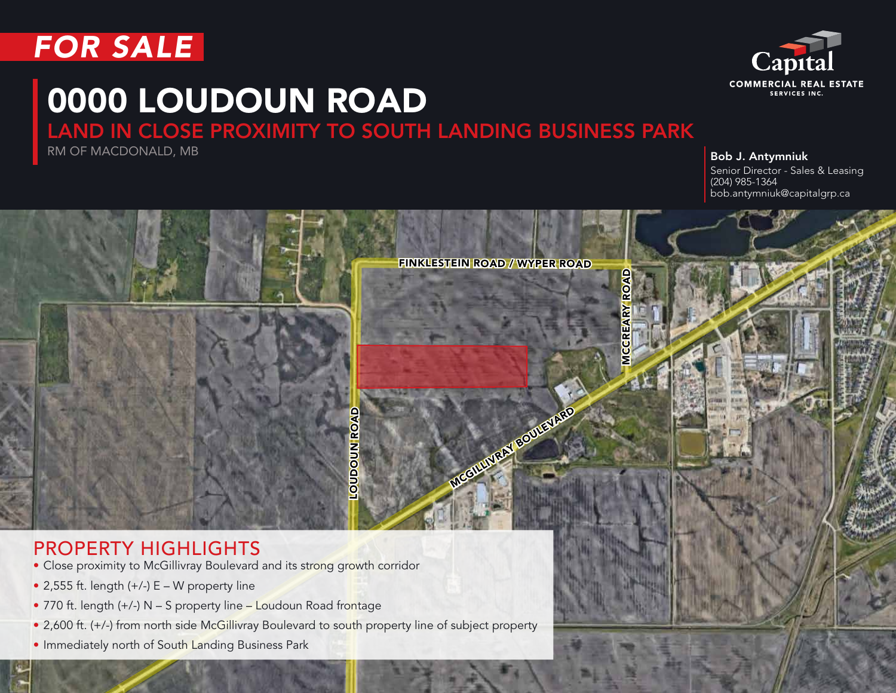FOR SALE

# 0000 LOUDOUN ROAD

## LAND IN CLOSE PROXIMITY TO SOUTH LANDING BUSINESS PARK

RM OF MACDONALD, MB

Capital
COMMERCIAL REAL ESTATE
SERVICES INC.

**Bob J. Antymniuk**
Senior Director - Sales & Leasing
(204) 985-1364
bob.antymniuk@capitalgrp.ca

FINKLESTEIN ROAD / WYPER ROAD

MCCREARY ROAD

LOUDOUN ROAD

MCGILLIVRAY BOULEVARD

## PROPERTY HIGHLIGHTS

- Close proximity to McGillivray Boulevard and its strong growth corridor
- 2,555 ft. length (+/-) E – W property line
- 770 ft. length (+/-) N – S property line – Loudoun Road frontage
- 2,600 ft. (+/-) from north side McGillivray Boulevard to south property line of subject property
- Immediately north of South Landing Business Park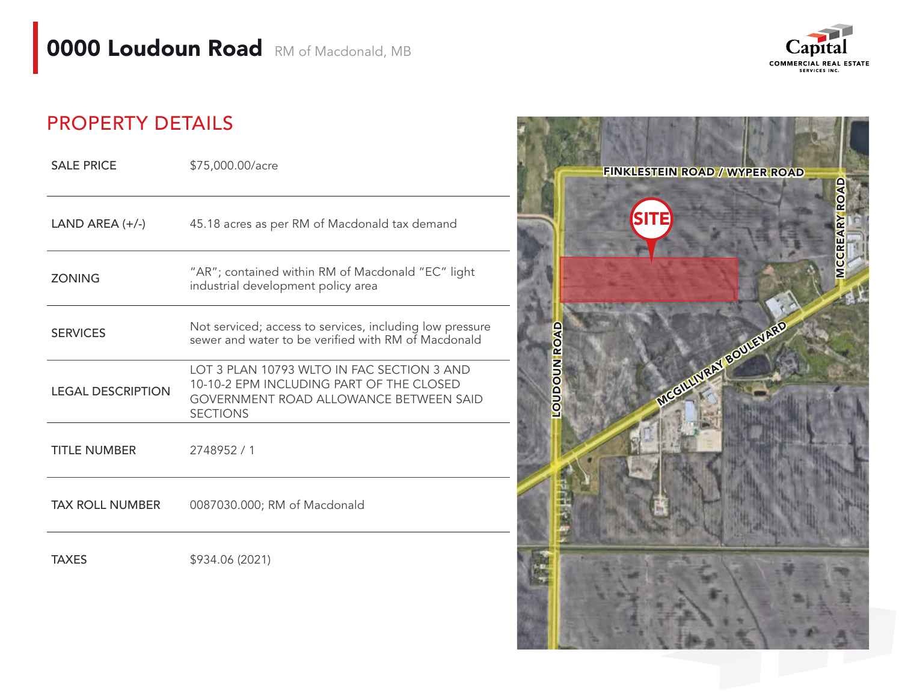# 0000 Loudoun Road RM of Macdonald, MB

## PROPERTY DETAILS

| | |
|---|---|
| SALE PRICE | $75,000.00/acre |
| LAND AREA (+/-) | 45.18 acres as per RM of Macdonald tax demand |
| ZONING | "AR"; contained within RM of Macdonald "EC" light industrial development policy area |
| SERVICES | Not serviced; access to services, including low pressure sewer and water to be verified with RM of Macdonald |
| LEGAL DESCRIPTION | LOT 3 PLAN 10793 WLTO IN FAC SECTION 3 AND 10-10-2 EPM INCLUDING PART OF THE CLOSED GOVERNMENT ROAD ALLOWANCE BETWEEN SAID SECTIONS |
| TITLE NUMBER | 2748952 / 1 |
| TAX ROLL NUMBER | 0087030.000; RM of Macdonald |
| TAXES | $934.06 (2021) |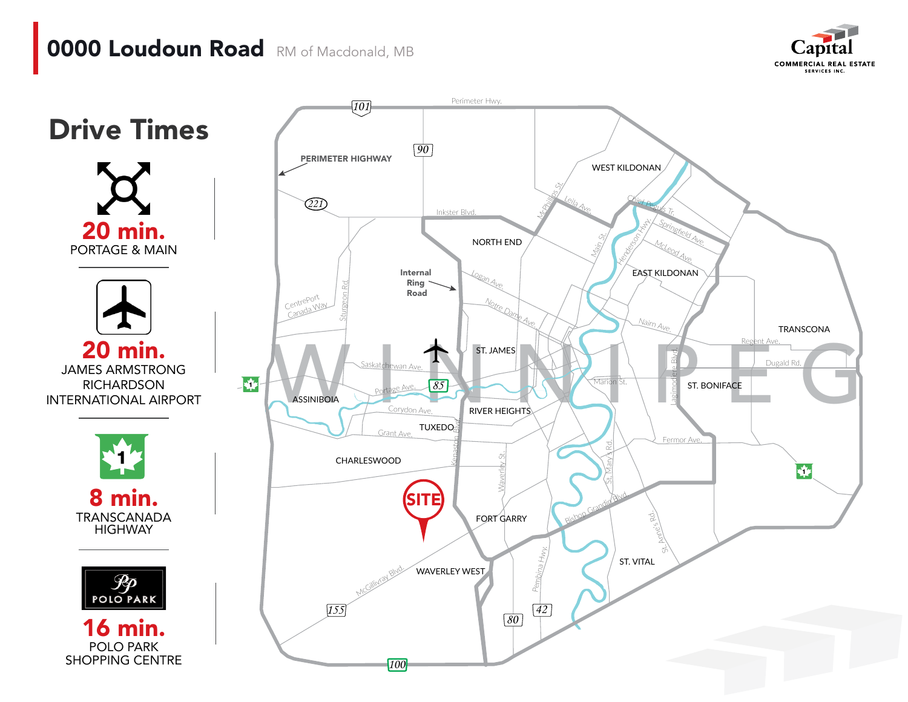# 0000 Loudoun Road

RM of Macdonald, MB

## Drive Times

**20 min.**
PORTAGE & MAIN

**20 min.**
JAMES ARMSTRONG RICHARDSON INTERNATIONAL AIRPORT

**8 min.**
TRANSCANADA HIGHWAY

**16 min.**
POLO PARK SHOPPING CENTRE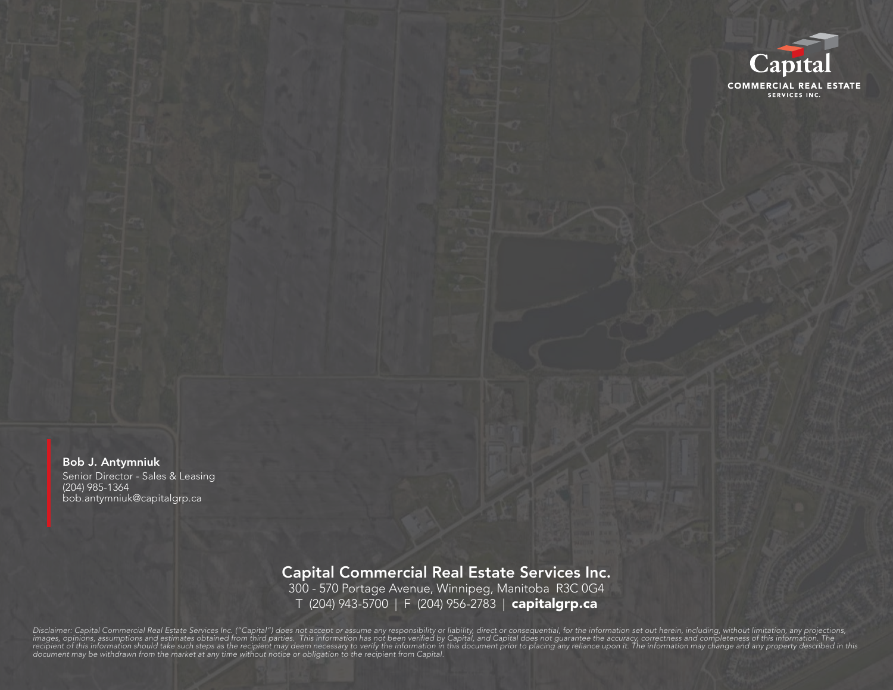Capital

COMMERCIAL REAL ESTATE SERVICES INC.

**Bob J. Antymniuk**
Senior Director - Sales & Leasing
(204) 985-1364
bob.antymniuk@capitalgrp.ca

## Capital Commercial Real Estate Services Inc.

300 - 570 Portage Avenue, Winnipeg, Manitoba R3C 0G4
T (204) 943-5700 | F (204) 956-2783 | **capitalgrp.ca**

*Disclaimer: Capital Commercial Real Estate Services Inc. ("Capital") does not accept or assume any responsibility or liability, direct or consequential, for the information set out herein, including, without limitation, any projections, images, opinions, assumptions and estimates obtained from third parties. This information has not been verified by Capital, and Capital does not guarantee the accuracy, correctness and completeness of this information. The recipient of this information should take such steps as the recipient may deem necessary to verify the information in this document prior to placing any reliance upon it. The information may change and any property described in this document may be withdrawn from the market at any time without notice or obligation to the recipient from Capital.*